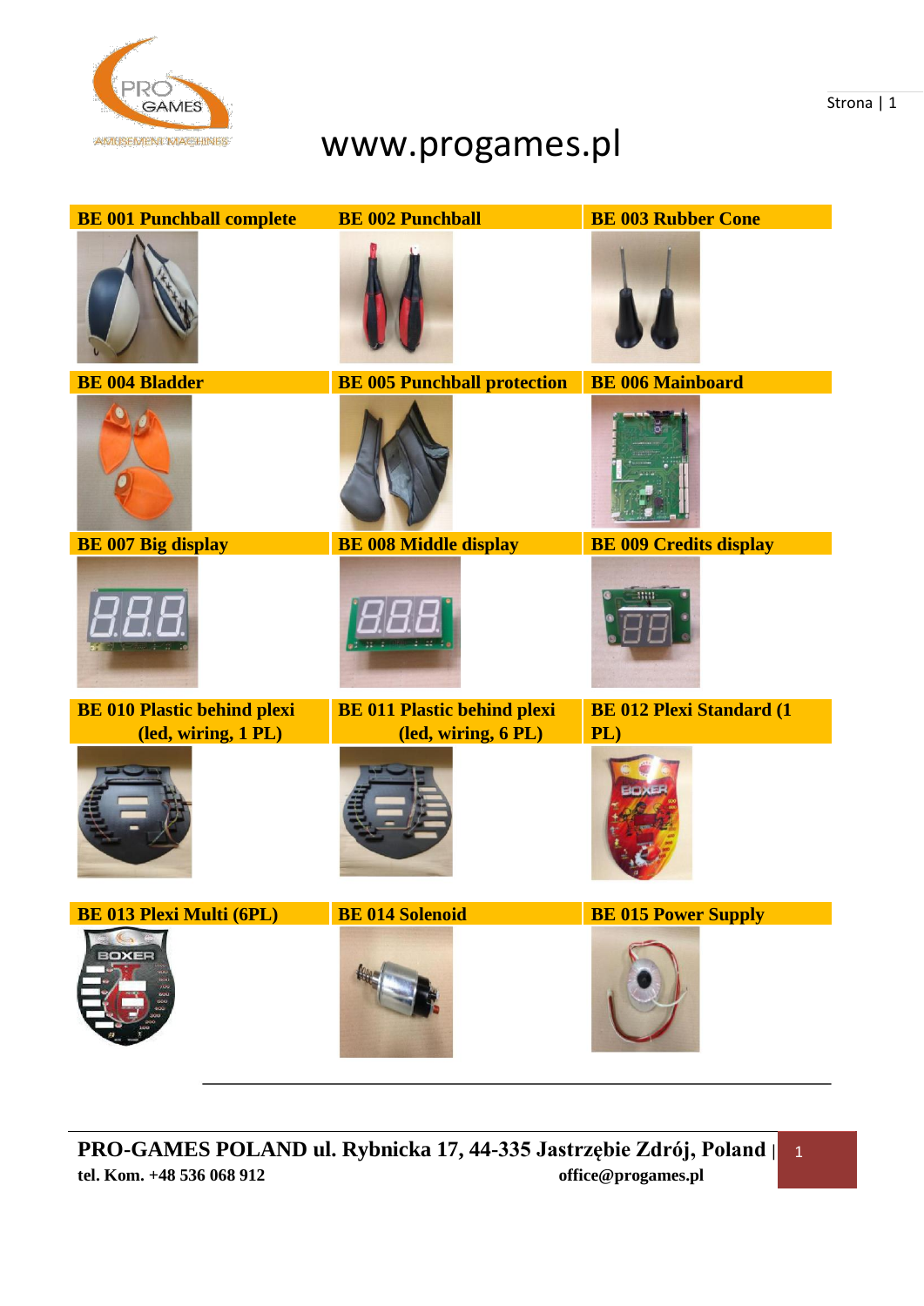www.progames.pl

| BE 001 Punchball complete | BE 002 Punchball | BE 003 Rubber Cone |
|---|---|---|
| BE 004 Bladder | BE 005 Punchball protection | BE 006 Mainboard |
| BE 007 Big display | BE 008 Middle display | BE 009 Credits display |
| BE 010 Plastic behind plexi (led, wiring, 1 PL) | BE 011 Plastic behind plexi (led, wiring, 6 PL) | BE 012 Plexi Standard (1 PL) |
| BE 013 Plexi Multi (6PL) | BE 014 Solenoid | BE 015 Power Supply |

**PRO-GAMES POLAND ul. Rybnicka 17, 44-335 Jastrzębie Zdrój, Poland**
**tel. Kom. +48 536 068 912** **office@progames.pl**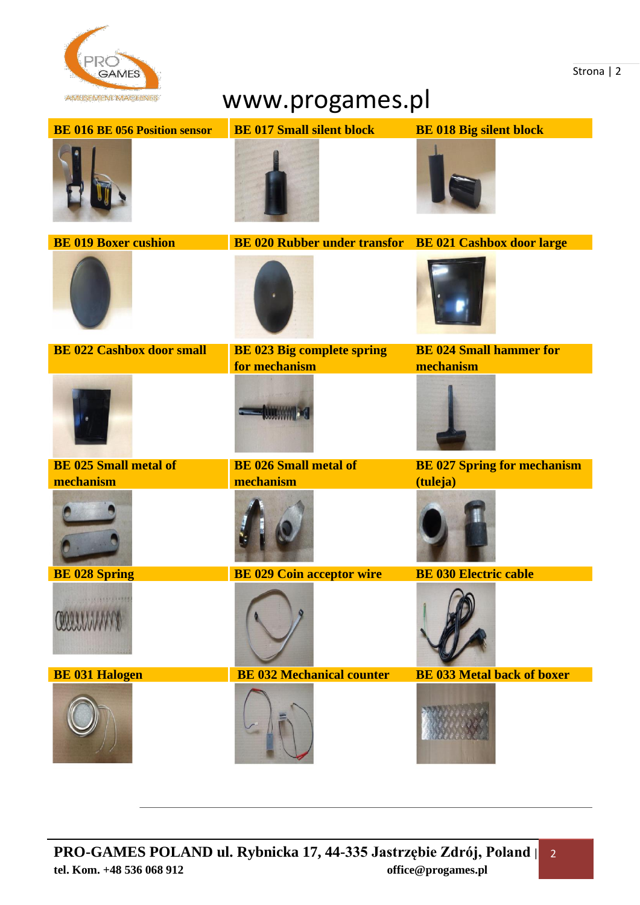www.progames.pl

| BE 016 BE 056 Position sensor | BE 017 Small silent block | BE 018 Big silent block |
|---|---|---|
| BE 019 Boxer cushion | BE 020 Rubber under transfor | BE 021 Cashbox door large |
| BE 022 Cashbox door small | BE 023 Big complete spring for mechanism | BE 024 Small hammer for mechanism |
| BE 025 Small metal of mechanism | BE 026 Small metal of mechanism | BE 027 Spring for mechanism (tuleja) |
| BE 028 Spring | BE 029 Coin acceptor wire | BE 030 Electric cable |
| BE 031 Halogen | BE 032 Mechanical counter | BE 033 Metal back of boxer |

**PRO-GAMES POLAND ul. Rybnicka 17, 44-335 Jastrzębie Zdrój, Poland**

**tel. Kom. +48 536 068 912** **office@progames.pl**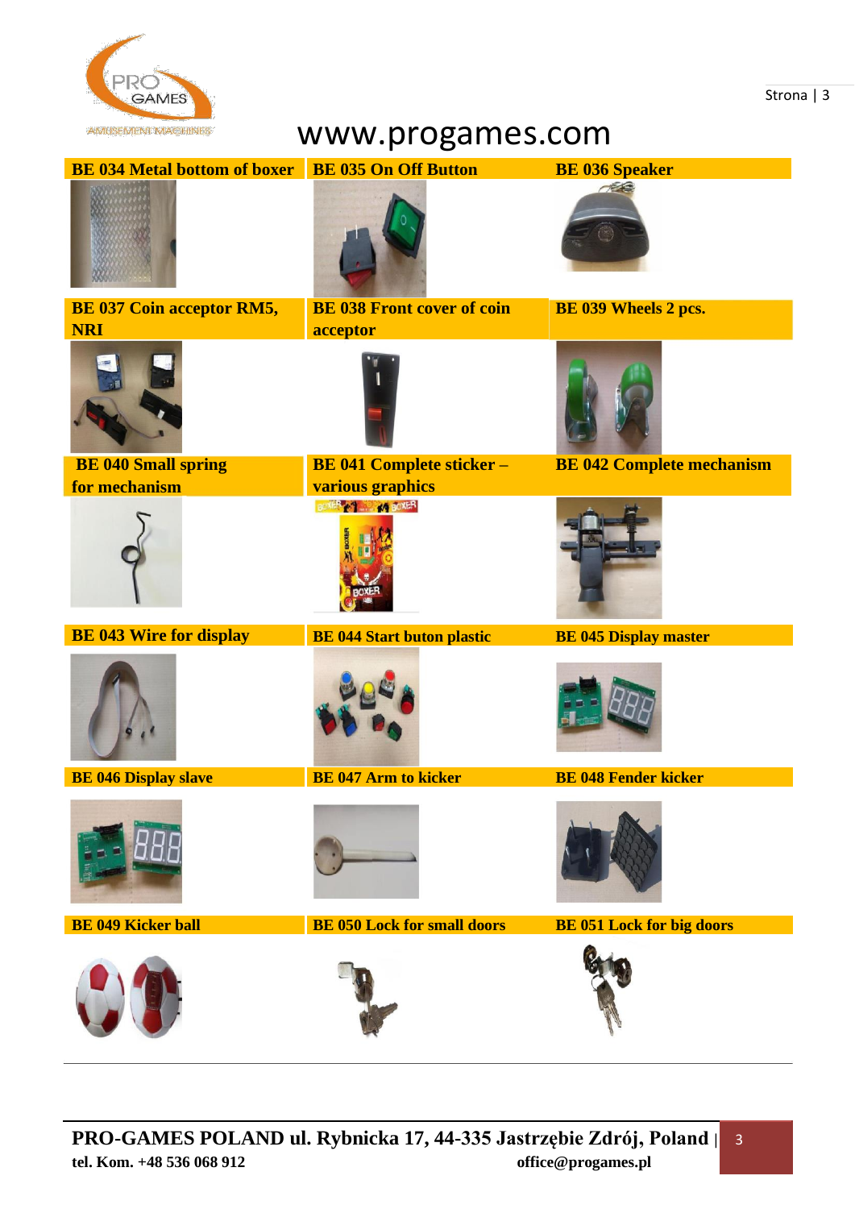www.progames.com

| BE 034 Metal bottom of boxer | BE 035 On Off Button | BE 036 Speaker |
|---|---|---|
| **BE 037 Coin acceptor RM5, NRI** | **BE 038 Front cover of coin acceptor** | **BE 039 Wheels 2 pcs.** |
| **BE 040 Small spring for mechanism** | **BE 041 Complete sticker – various graphics** | **BE 042 Complete mechanism** |
| **BE 043 Wire for display** | **BE 044 Start buton plastic** | **BE 045 Display master** |
| **BE 046 Display slave** | **BE 047 Arm to kicker** | **BE 048 Fender kicker** |
| **BE 049 Kicker ball** | **BE 050 Lock for small doors** | **BE 051 Lock for big doors** |

**PRO-GAMES POLAND ul. Rybnicka 17, 44-335 Jastrzębie Zdrój, Poland**
**tel. Kom. +48 536 068 912** **office@progames.pl**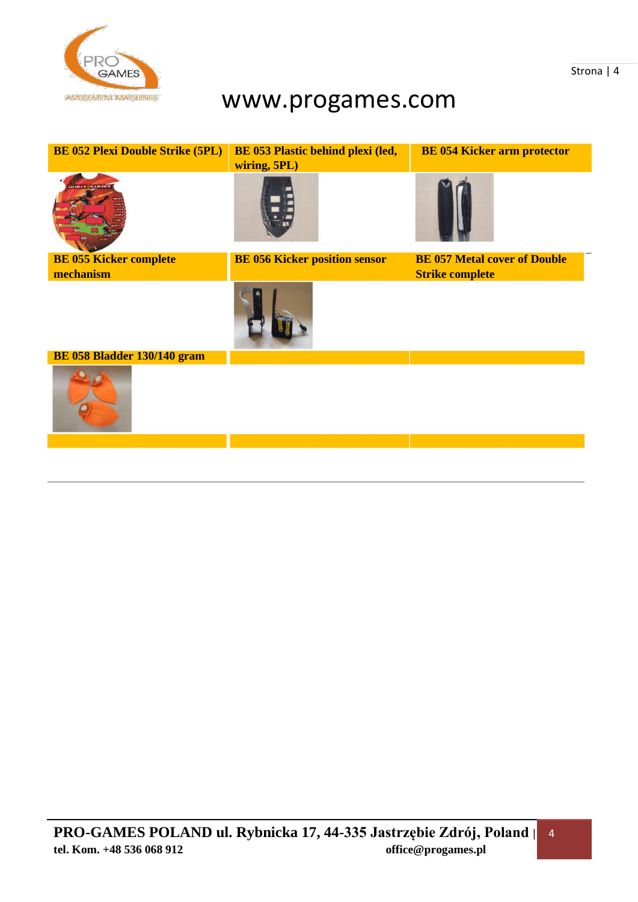www.progames.com

| | | |
|---|---|---|
| **BE 052 Plexi Double Strike (5PL)** | **BE 053 Plastic behind plexi (led, wiring, 5PL)** | **BE 054 Kicker arm protector** |
| **BE 055 Kicker complete mechanism** | **BE 056 Kicker position sensor** | **BE 057 Metal cover of Double Strike complete** |
| **BE 058 Bladder 130/140 gram** | | |

**PRO-GAMES POLAND ul. Rybnicka 17, 44-335 Jastrzębie Zdrój, Poland**
**tel. Kom. +48 536 068 912** **office@progames.pl**